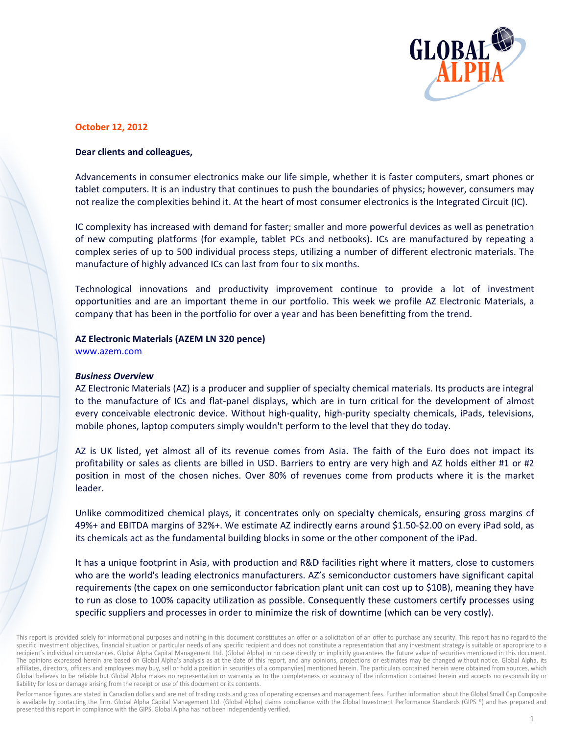**October 12, 2012**

**Dear clients and colleagues,**

Advancements in consumer electronics make our life simple, whether it is faster computers, smart phones or tablet computers. It is an industry that continues to push the boundaries of physics; however, consumers may not realize the complexities behind it. At the heart of most consumer electronics is the Integrated Circuit (IC).

IC complexity has increased with demand for faster; smaller and more powerful devices as well as penetration of new computing platforms (for example, tablet PCs and netbooks). ICs are manufactured by repeating a complex series of up to 500 individual process steps, utilizing a number of different electronic materials. The manufacture of highly advanced ICs can last from four to six months.

Technological innovations and productivity improvement continue to provide a lot of investment opportunities and are an important theme in our portfolio. This week we profile AZ Electronic Materials, a company that has been in the portfolio for over a year and has been benefitting from the trend.

**AZ Electronic Materials (AZEM LN 320 pence)**
www.azem.com

***Business Overview***

AZ Electronic Materials (AZ) is a producer and supplier of specialty chemical materials. Its products are integral to the manufacture of ICs and flat-panel displays, which are in turn critical for the development of almost every conceivable electronic device. Without high-quality, high-purity specialty chemicals, iPads, televisions, mobile phones, laptop computers simply wouldn't perform to the level that they do today.

AZ is UK listed, yet almost all of its revenue comes from Asia. The faith of the Euro does not impact its profitability or sales as clients are billed in USD. Barriers to entry are very high and AZ holds either #1 or #2 position in most of the chosen niches. Over 80% of revenues come from products where it is the market leader.

Unlike commoditized chemical plays, it concentrates only on specialty chemicals, ensuring gross margins of 49%+ and EBITDA margins of 32%+. We estimate AZ indirectly earns around $1.50-$2.00 on every iPad sold, as its chemicals act as the fundamental building blocks in some or the other component of the iPad.

It has a unique footprint in Asia, with production and R&D facilities right where it matters, close to customers who are the world's leading electronics manufacturers. AZ's semiconductor customers have significant capital requirements (the capex on one semiconductor fabrication plant unit can cost up to $10B), meaning they have to run as close to 100% capacity utilization as possible. Consequently these customers certify processes using specific suppliers and processes in order to minimize the risk of downtime (which can be very costly).

This report is provided solely for informational purposes and nothing in this document constitutes an offer or a solicitation of an offer to purchase any security. This report has no regard to the specific investment objectives, financial situation or particular needs of any specific recipient and does not constitute a representation that any investment strategy is suitable or appropriate to a recipient's individual circumstances. Global Alpha Capital Management Ltd. (Global Alpha) in no case directly or implicitly guarantees the future value of securities mentioned in this document. The opinions expressed herein are based on Global Alpha's analysis as at the date of this report, and any opinions, projections or estimates may be changed without notice. Global Alpha, its affiliates, directors, officers and employees may buy, sell or hold a position in securities of a company(ies) mentioned herein. The particulars contained herein were obtained from sources, which Global believes to be reliable but Global Alpha makes no representation or warranty as to the completeness or accuracy of the information contained herein and accepts no responsibility or liability for loss or damage arising from the receipt or use of this document or its contents.

Performance figures are stated in Canadian dollars and are net of trading costs and gross of operating expenses and management fees. Further information about the Global Small Cap Composite is available by contacting the firm. Global Alpha Capital Management Ltd. (Global Alpha) claims compliance with the Global Investment Performance Standards (GIPS ®) and has prepared and presented this report in compliance with the GIPS. Global Alpha has not been independently verified.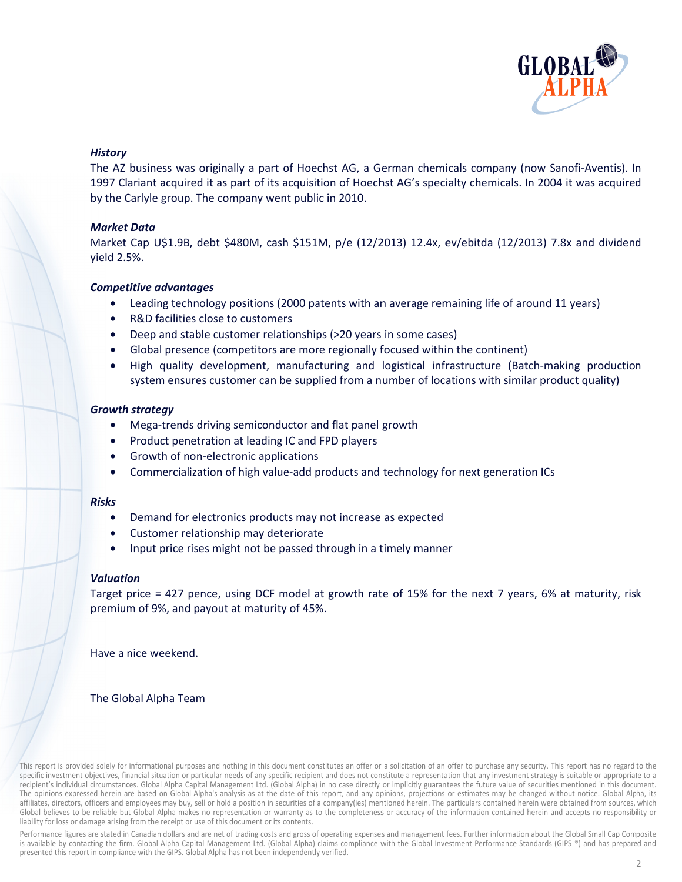***History***

The AZ business was originally a part of Hoechst AG, a German chemicals company (now Sanofi-Aventis). In 1997 Clariant acquired it as part of its acquisition of Hoechst AG's specialty chemicals. In 2004 it was acquired by the Carlyle group. The company went public in 2010.

***Market Data***

Market Cap U$1.9B, debt $480M, cash $151M, p/e (12/2013) 12.4x, ev/ebitda (12/2013) 7.8x and dividend yield 2.5%.

***Competitive advantages***

- Leading technology positions (2000 patents with an average remaining life of around 11 years)
- R&D facilities close to customers
- Deep and stable customer relationships (>20 years in some cases)
- Global presence (competitors are more regionally focused within the continent)
- High quality development, manufacturing and logistical infrastructure (Batch-making production system ensures customer can be supplied from a number of locations with similar product quality)

***Growth strategy***

- Mega-trends driving semiconductor and flat panel growth
- Product penetration at leading IC and FPD players
- Growth of non-electronic applications
- Commercialization of high value-add products and technology for next generation ICs

***Risks***

- Demand for electronics products may not increase as expected
- Customer relationship may deteriorate
- Input price rises might not be passed through in a timely manner

***Valuation***

Target price = 427 pence, using DCF model at growth rate of 15% for the next 7 years, 6% at maturity, risk premium of 9%, and payout at maturity of 45%.

Have a nice weekend.

The Global Alpha Team

This report is provided solely for informational purposes and nothing in this document constitutes an offer or a solicitation of an offer to purchase any security. This report has no regard to the specific investment objectives, financial situation or particular needs of any specific recipient and does not constitute a representation that any investment strategy is suitable or appropriate to a recipient's individual circumstances. Global Alpha Capital Management Ltd. (Global Alpha) in no case directly or implicitly guarantees the future value of securities mentioned in this document. The opinions expressed herein are based on Global Alpha's analysis as at the date of this report, and any opinions, projections or estimates may be changed without notice. Global Alpha, its affiliates, directors, officers and employees may buy, sell or hold a position in securities of a company(ies) mentioned herein. The particulars contained herein were obtained from sources, which Global believes to be reliable but Global Alpha makes no representation or warranty as to the completeness or accuracy of the information contained herein and accepts no responsibility or liability for loss or damage arising from the receipt or use of this document or its contents.

Performance figures are stated in Canadian dollars and are net of trading costs and gross of operating expenses and management fees. Further information about the Global Small Cap Composite is available by contacting the firm. Global Alpha Capital Management Ltd. (Global Alpha) claims compliance with the Global Investment Performance Standards (GIPS ®) and has prepared and presented this report in compliance with the GIPS. Global Alpha has not been independently verified.